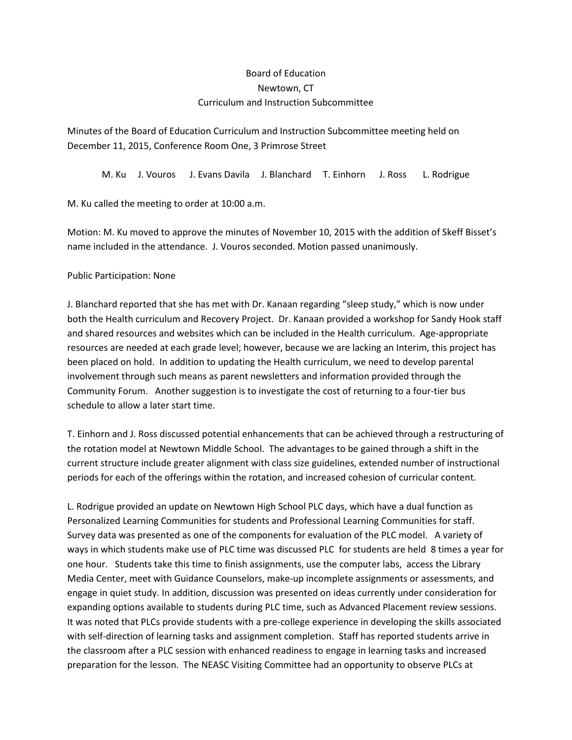Board of Education
Newtown, CT
Curriculum and Instruction Subcommittee

Minutes of the Board of Education Curriculum and Instruction Subcommittee meeting held on December 11, 2015, Conference Room One, 3 Primrose Street

M. Ku J. Vouros J. Evans Davila J. Blanchard T. Einhorn J. Ross L. Rodrigue

M. Ku called the meeting to order at 10:00 a.m.

Motion: M. Ku moved to approve the minutes of November 10, 2015 with the addition of Skeff Bisset's name included in the attendance. J. Vouros seconded. Motion passed unanimously.

Public Participation: None

J. Blanchard reported that she has met with Dr. Kanaan regarding "sleep study," which is now under both the Health curriculum and Recovery Project. Dr. Kanaan provided a workshop for Sandy Hook staff and shared resources and websites which can be included in the Health curriculum. Age-appropriate resources are needed at each grade level; however, because we are lacking an Interim, this project has been placed on hold. In addition to updating the Health curriculum, we need to develop parental involvement through such means as parent newsletters and information provided through the Community Forum. Another suggestion is to investigate the cost of returning to a four-tier bus schedule to allow a later start time.

T. Einhorn and J. Ross discussed potential enhancements that can be achieved through a restructuring of the rotation model at Newtown Middle School. The advantages to be gained through a shift in the current structure include greater alignment with class size guidelines, extended number of instructional periods for each of the offerings within the rotation, and increased cohesion of curricular content.

L. Rodrigue provided an update on Newtown High School PLC days, which have a dual function as Personalized Learning Communities for students and Professional Learning Communities for staff. Survey data was presented as one of the components for evaluation of the PLC model. A variety of ways in which students make use of PLC time was discussed PLC for students are held 8 times a year for one hour. Students take this time to finish assignments, use the computer labs, access the Library Media Center, meet with Guidance Counselors, make-up incomplete assignments or assessments, and engage in quiet study. In addition, discussion was presented on ideas currently under consideration for expanding options available to students during PLC time, such as Advanced Placement review sessions. It was noted that PLCs provide students with a pre-college experience in developing the skills associated with self-direction of learning tasks and assignment completion. Staff has reported students arrive in the classroom after a PLC session with enhanced readiness to engage in learning tasks and increased preparation for the lesson. The NEASC Visiting Committee had an opportunity to observe PLCs at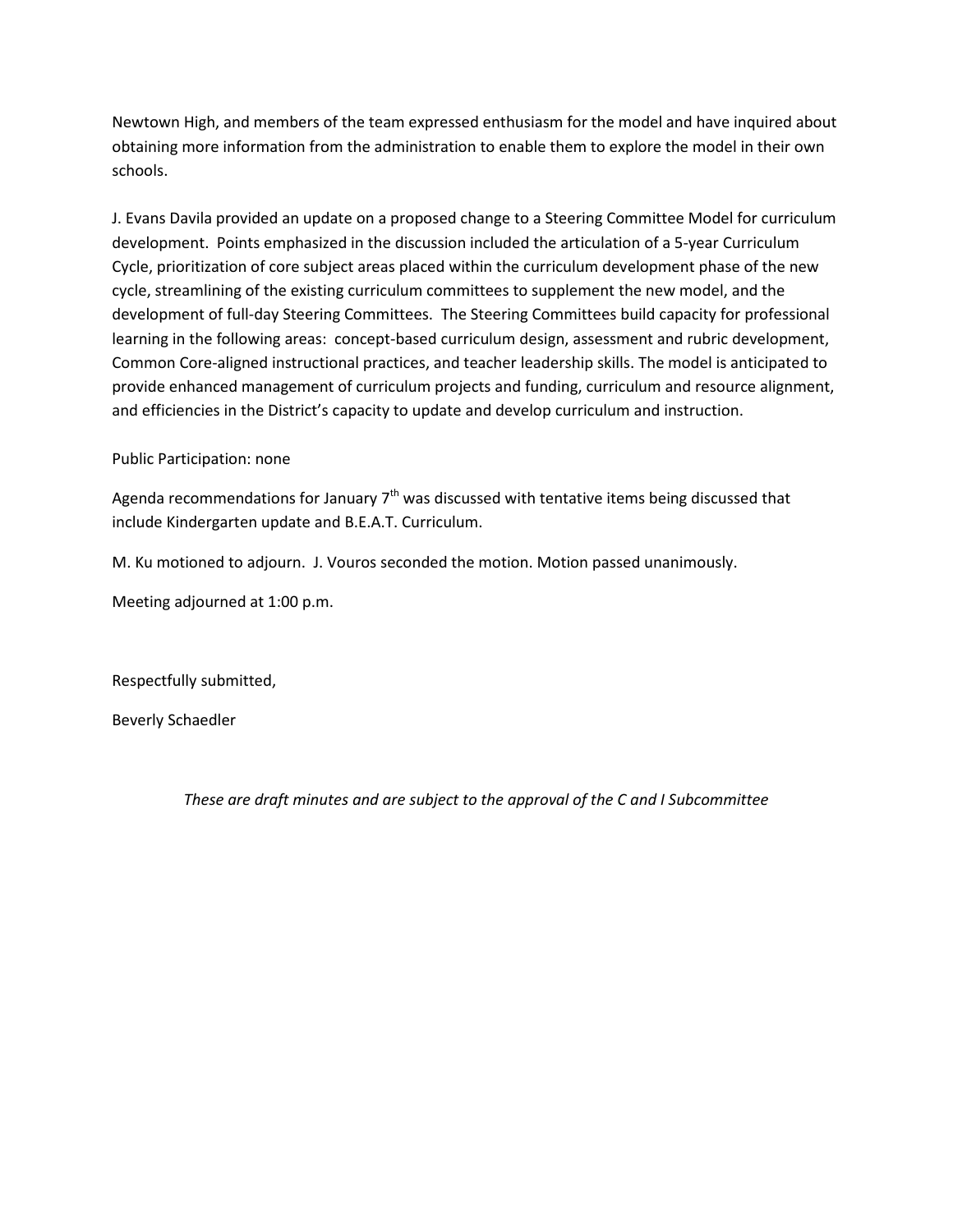Newtown High, and members of the team expressed enthusiasm for the model and have inquired about obtaining more information from the administration to enable them to explore the model in their own schools.

J. Evans Davila provided an update on a proposed change to a Steering Committee Model for curriculum development. Points emphasized in the discussion included the articulation of a 5-year Curriculum Cycle, prioritization of core subject areas placed within the curriculum development phase of the new cycle, streamlining of the existing curriculum committees to supplement the new model, and the development of full-day Steering Committees. The Steering Committees build capacity for professional learning in the following areas: concept-based curriculum design, assessment and rubric development, Common Core-aligned instructional practices, and teacher leadership skills. The model is anticipated to provide enhanced management of curriculum projects and funding, curriculum and resource alignment, and efficiencies in the District's capacity to update and develop curriculum and instruction.

Public Participation: none

Agenda recommendations for January 7th was discussed with tentative items being discussed that include Kindergarten update and B.E.A.T. Curriculum.

M. Ku motioned to adjourn. J. Vouros seconded the motion. Motion passed unanimously.

Meeting adjourned at 1:00 p.m.

Respectfully submitted,

Beverly Schaedler

*These are draft minutes and are subject to the approval of the C and I Subcommittee*